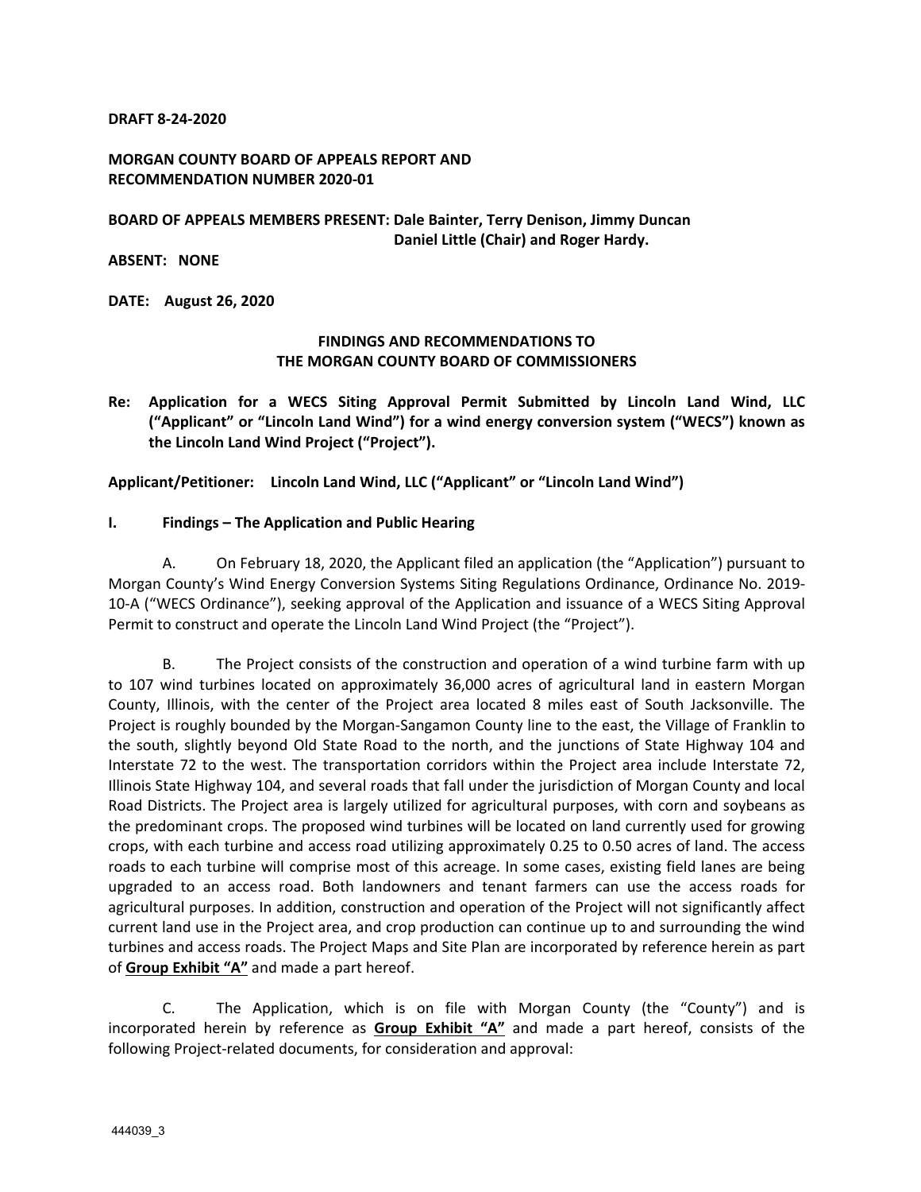**DRAFT 8-24-2020**

**MORGAN COUNTY BOARD OF APPEALS REPORT AND RECOMMENDATION NUMBER 2020-01**

**BOARD OF APPEALS MEMBERS PRESENT: Dale Bainter, Terry Denison, Jimmy Duncan Daniel Little (Chair) and Roger Hardy.**

**ABSENT: NONE**

**DATE: August 26, 2020**

**FINDINGS AND RECOMMENDATIONS TO THE MORGAN COUNTY BOARD OF COMMISSIONERS**

**Re: Application for a WECS Siting Approval Permit Submitted by Lincoln Land Wind, LLC ("Applicant" or "Lincoln Land Wind") for a wind energy conversion system ("WECS") known as the Lincoln Land Wind Project ("Project").**

**Applicant/Petitioner: Lincoln Land Wind, LLC ("Applicant" or "Lincoln Land Wind")**

## I. Findings – The Application and Public Hearing

A. On February 18, 2020, the Applicant filed an application (the "Application") pursuant to Morgan County's Wind Energy Conversion Systems Siting Regulations Ordinance, Ordinance No. 2019-10-A ("WECS Ordinance"), seeking approval of the Application and issuance of a WECS Siting Approval Permit to construct and operate the Lincoln Land Wind Project (the "Project").

B. The Project consists of the construction and operation of a wind turbine farm with up to 107 wind turbines located on approximately 36,000 acres of agricultural land in eastern Morgan County, Illinois, with the center of the Project area located 8 miles east of South Jacksonville. The Project is roughly bounded by the Morgan-Sangamon County line to the east, the Village of Franklin to the south, slightly beyond Old State Road to the north, and the junctions of State Highway 104 and Interstate 72 to the west. The transportation corridors within the Project area include Interstate 72, Illinois State Highway 104, and several roads that fall under the jurisdiction of Morgan County and local Road Districts. The Project area is largely utilized for agricultural purposes, with corn and soybeans as the predominant crops. The proposed wind turbines will be located on land currently used for growing crops, with each turbine and access road utilizing approximately 0.25 to 0.50 acres of land. The access roads to each turbine will comprise most of this acreage. In some cases, existing field lanes are being upgraded to an access road. Both landowners and tenant farmers can use the access roads for agricultural purposes. In addition, construction and operation of the Project will not significantly affect current land use in the Project area, and crop production can continue up to and surrounding the wind turbines and access roads. The Project Maps and Site Plan are incorporated by reference herein as part of **Group Exhibit "A"** and made a part hereof.

C. The Application, which is on file with Morgan County (the "County") and is incorporated herein by reference as **Group Exhibit "A"** and made a part hereof, consists of the following Project-related documents, for consideration and approval: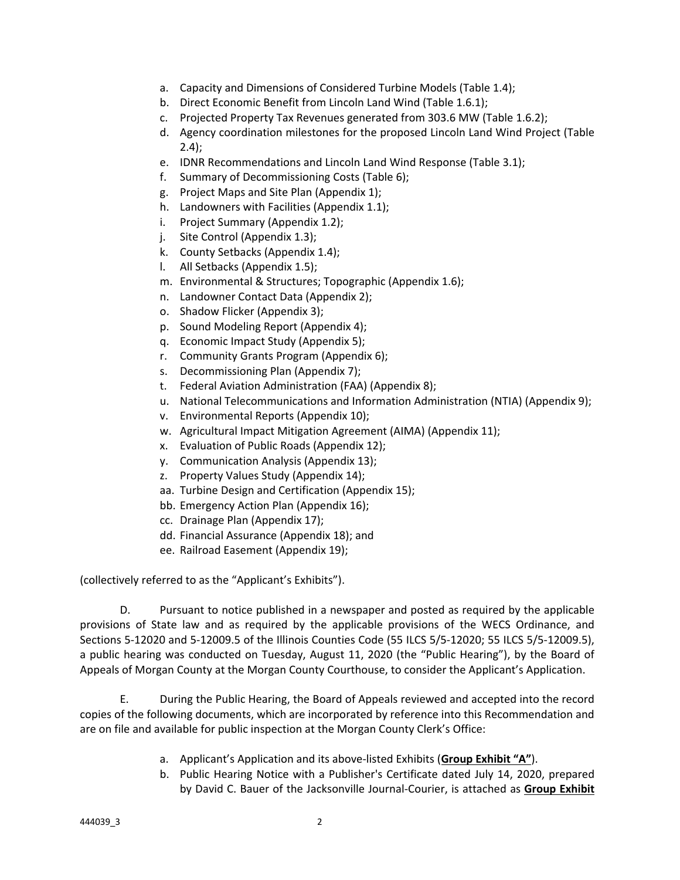a. Capacity and Dimensions of Considered Turbine Models (Table 1.4);
b. Direct Economic Benefit from Lincoln Land Wind (Table 1.6.1);
c. Projected Property Tax Revenues generated from 303.6 MW (Table 1.6.2);
d. Agency coordination milestones for the proposed Lincoln Land Wind Project (Table 2.4);
e. IDNR Recommendations and Lincoln Land Wind Response (Table 3.1);
f. Summary of Decommissioning Costs (Table 6);
g. Project Maps and Site Plan (Appendix 1);
h. Landowners with Facilities (Appendix 1.1);
i. Project Summary (Appendix 1.2);
j. Site Control (Appendix 1.3);
k. County Setbacks (Appendix 1.4);
l. All Setbacks (Appendix 1.5);
m. Environmental & Structures; Topographic (Appendix 1.6);
n. Landowner Contact Data (Appendix 2);
o. Shadow Flicker (Appendix 3);
p. Sound Modeling Report (Appendix 4);
q. Economic Impact Study (Appendix 5);
r. Community Grants Program (Appendix 6);
s. Decommissioning Plan (Appendix 7);
t. Federal Aviation Administration (FAA) (Appendix 8);
u. National Telecommunications and Information Administration (NTIA) (Appendix 9);
v. Environmental Reports (Appendix 10);
w. Agricultural Impact Mitigation Agreement (AIMA) (Appendix 11);
x. Evaluation of Public Roads (Appendix 12);
y. Communication Analysis (Appendix 13);
z. Property Values Study (Appendix 14);
aa. Turbine Design and Certification (Appendix 15);
bb. Emergency Action Plan (Appendix 16);
cc. Drainage Plan (Appendix 17);
dd. Financial Assurance (Appendix 18); and
ee. Railroad Easement (Appendix 19);

(collectively referred to as the "Applicant's Exhibits").

D. Pursuant to notice published in a newspaper and posted as required by the applicable provisions of State law and as required by the applicable provisions of the WECS Ordinance, and Sections 5-12020 and 5-12009.5 of the Illinois Counties Code (55 ILCS 5/5-12020; 55 ILCS 5/5-12009.5), a public hearing was conducted on Tuesday, August 11, 2020 (the "Public Hearing"), by the Board of Appeals of Morgan County at the Morgan County Courthouse, to consider the Applicant's Application.

E. During the Public Hearing, the Board of Appeals reviewed and accepted into the record copies of the following documents, which are incorporated by reference into this Recommendation and are on file and available for public inspection at the Morgan County Clerk's Office:

a. Applicant's Application and its above-listed Exhibits (**Group Exhibit "A"**).
b. Public Hearing Notice with a Publisher's Certificate dated July 14, 2020, prepared by David C. Bauer of the Jacksonville Journal-Courier, is attached as **Group Exhibit**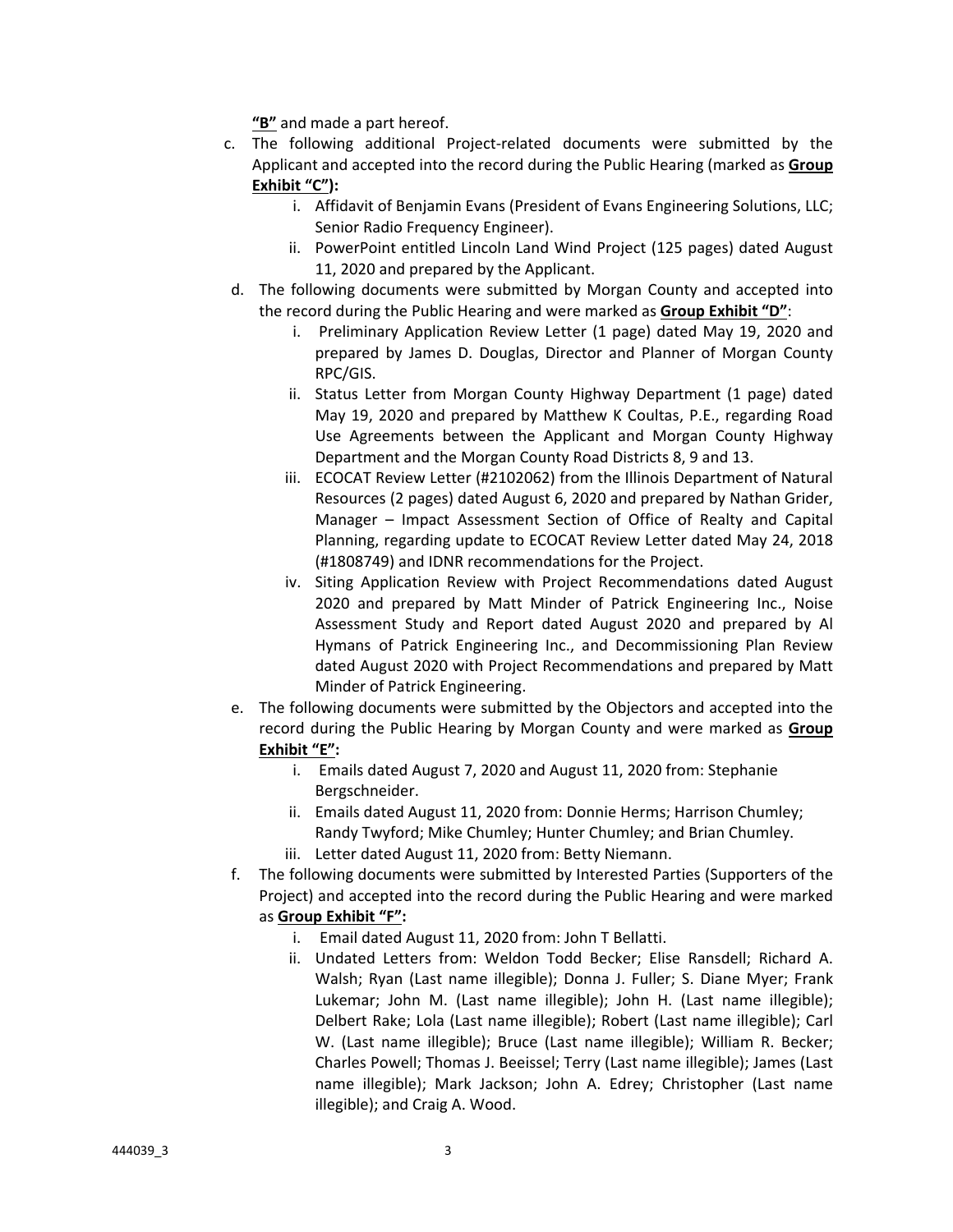**"B"** and made a part hereof.

c. The following additional Project-related documents were submitted by the Applicant and accepted into the record during the Public Hearing (marked as **Group Exhibit "C")**:
    i. Affidavit of Benjamin Evans (President of Evans Engineering Solutions, LLC; Senior Radio Frequency Engineer).
    ii. PowerPoint entitled Lincoln Land Wind Project (125 pages) dated August 11, 2020 and prepared by the Applicant.

d. The following documents were submitted by Morgan County and accepted into the record during the Public Hearing and were marked as **Group Exhibit "D"**:
    i. Preliminary Application Review Letter (1 page) dated May 19, 2020 and prepared by James D. Douglas, Director and Planner of Morgan County RPC/GIS.
    ii. Status Letter from Morgan County Highway Department (1 page) dated May 19, 2020 and prepared by Matthew K Coultas, P.E., regarding Road Use Agreements between the Applicant and Morgan County Highway Department and the Morgan County Road Districts 8, 9 and 13.
    iii. ECOCAT Review Letter (#2102062) from the Illinois Department of Natural Resources (2 pages) dated August 6, 2020 and prepared by Nathan Grider, Manager – Impact Assessment Section of Office of Realty and Capital Planning, regarding update to ECOCAT Review Letter dated May 24, 2018 (#1808749) and IDNR recommendations for the Project.
    iv. Siting Application Review with Project Recommendations dated August 2020 and prepared by Matt Minder of Patrick Engineering Inc., Noise Assessment Study and Report dated August 2020 and prepared by Al Hymans of Patrick Engineering Inc., and Decommissioning Plan Review dated August 2020 with Project Recommendations and prepared by Matt Minder of Patrick Engineering.

e. The following documents were submitted by the Objectors and accepted into the record during the Public Hearing by Morgan County and were marked as **Group Exhibit "E"**:
    i. Emails dated August 7, 2020 and August 11, 2020 from: Stephanie Bergschneider.
    ii. Emails dated August 11, 2020 from: Donnie Herms; Harrison Chumley; Randy Twyford; Mike Chumley; Hunter Chumley; and Brian Chumley.
    iii. Letter dated August 11, 2020 from: Betty Niemann.

f. The following documents were submitted by Interested Parties (Supporters of the Project) and accepted into the record during the Public Hearing and were marked as **Group Exhibit "F"**:
    i. Email dated August 11, 2020 from: John T Bellatti.
    ii. Undated Letters from: Weldon Todd Becker; Elise Ransdell; Richard A. Walsh; Ryan (Last name illegible); Donna J. Fuller; S. Diane Myer; Frank Lukemar; John M. (Last name illegible); John H. (Last name illegible); Delbert Rake; Lola (Last name illegible); Robert (Last name illegible); Carl W. (Last name illegible); Bruce (Last name illegible); William R. Becker; Charles Powell; Thomas J. Beeissel; Terry (Last name illegible); James (Last name illegible); Mark Jackson; John A. Edrey; Christopher (Last name illegible); and Craig A. Wood.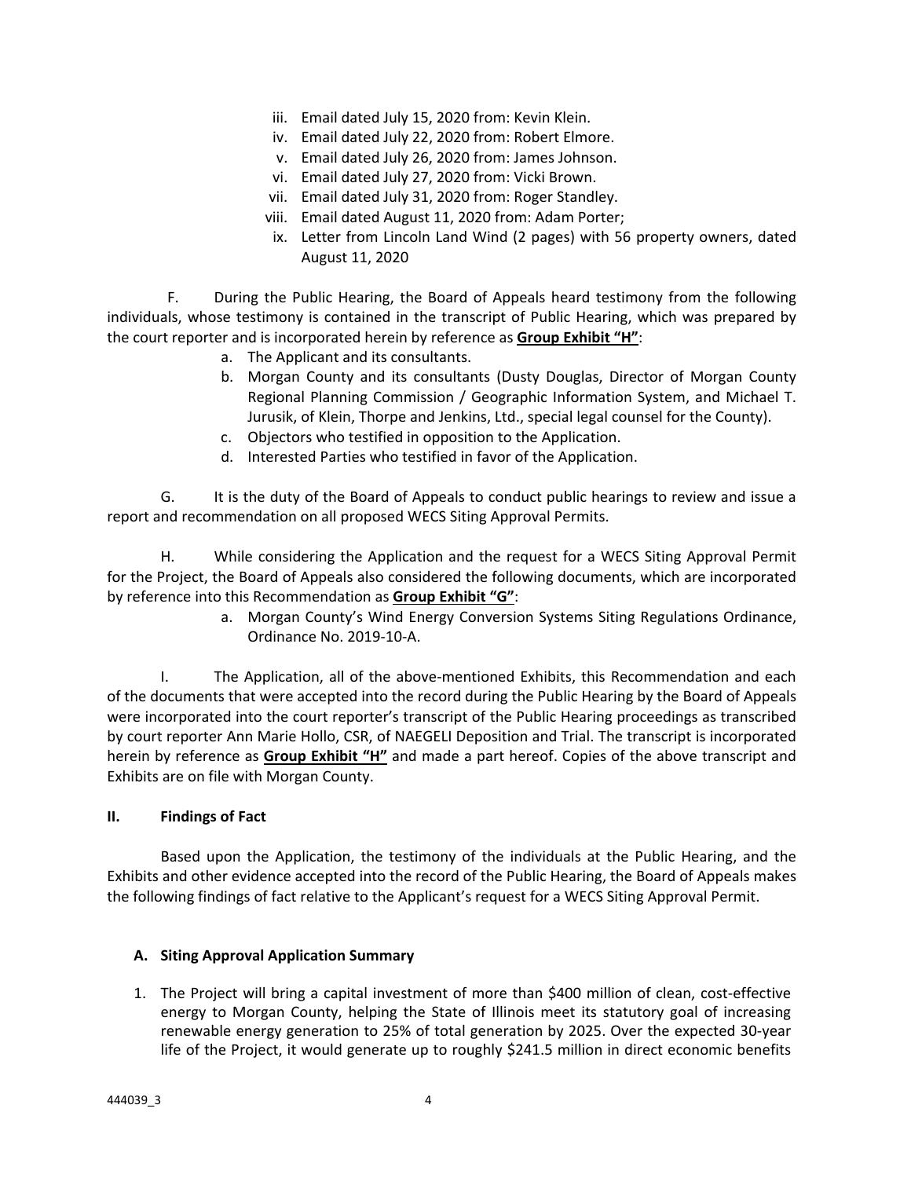iii. Email dated July 15, 2020 from: Kevin Klein.
iv. Email dated July 22, 2020 from: Robert Elmore.
v. Email dated July 26, 2020 from: James Johnson.
vi. Email dated July 27, 2020 from: Vicki Brown.
vii. Email dated July 31, 2020 from: Roger Standley.
viii. Email dated August 11, 2020 from: Adam Porter;
ix. Letter from Lincoln Land Wind (2 pages) with 56 property owners, dated August 11, 2020

F. During the Public Hearing, the Board of Appeals heard testimony from the following individuals, whose testimony is contained in the transcript of Public Hearing, which was prepared by the court reporter and is incorporated herein by reference as **Group Exhibit "H"**:

a. The Applicant and its consultants.
b. Morgan County and its consultants (Dusty Douglas, Director of Morgan County Regional Planning Commission / Geographic Information System, and Michael T. Jurusik, of Klein, Thorpe and Jenkins, Ltd., special legal counsel for the County).
c. Objectors who testified in opposition to the Application.
d. Interested Parties who testified in favor of the Application.

G. It is the duty of the Board of Appeals to conduct public hearings to review and issue a report and recommendation on all proposed WECS Siting Approval Permits.

H. While considering the Application and the request for a WECS Siting Approval Permit for the Project, the Board of Appeals also considered the following documents, which are incorporated by reference into this Recommendation as **Group Exhibit "G"**:

a. Morgan County's Wind Energy Conversion Systems Siting Regulations Ordinance, Ordinance No. 2019-10-A.

I. The Application, all of the above-mentioned Exhibits, this Recommendation and each of the documents that were accepted into the record during the Public Hearing by the Board of Appeals were incorporated into the court reporter's transcript of the Public Hearing proceedings as transcribed by court reporter Ann Marie Hollo, CSR, of NAEGELI Deposition and Trial. The transcript is incorporated herein by reference as **Group Exhibit "H"** and made a part hereof. Copies of the above transcript and Exhibits are on file with Morgan County.

## II. Findings of Fact

Based upon the Application, the testimony of the individuals at the Public Hearing, and the Exhibits and other evidence accepted into the record of the Public Hearing, the Board of Appeals makes the following findings of fact relative to the Applicant's request for a WECS Siting Approval Permit.

### A. Siting Approval Application Summary

1. The Project will bring a capital investment of more than $400 million of clean, cost-effective energy to Morgan County, helping the State of Illinois meet its statutory goal of increasing renewable energy generation to 25% of total generation by 2025. Over the expected 30-year life of the Project, it would generate up to roughly $241.5 million in direct economic benefits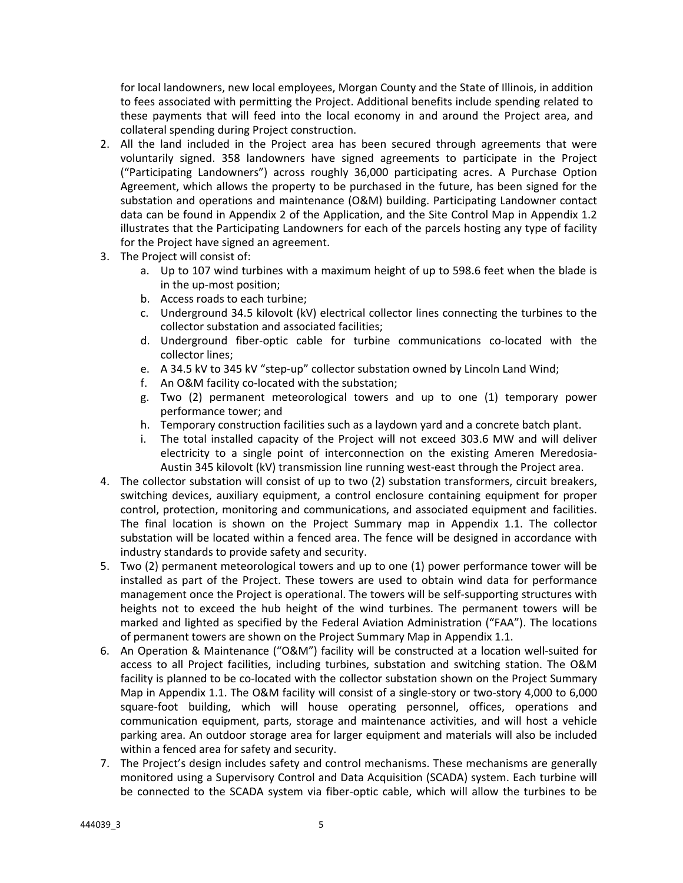for local landowners, new local employees, Morgan County and the State of Illinois, in addition to fees associated with permitting the Project. Additional benefits include spending related to these payments that will feed into the local economy in and around the Project area, and collateral spending during Project construction.

2. All the land included in the Project area has been secured through agreements that were voluntarily signed. 358 landowners have signed agreements to participate in the Project ("Participating Landowners") across roughly 36,000 participating acres. A Purchase Option Agreement, which allows the property to be purchased in the future, has been signed for the substation and operations and maintenance (O&M) building. Participating Landowner contact data can be found in Appendix 2 of the Application, and the Site Control Map in Appendix 1.2 illustrates that the Participating Landowners for each of the parcels hosting any type of facility for the Project have signed an agreement.
3. The Project will consist of:
   a. Up to 107 wind turbines with a maximum height of up to 598.6 feet when the blade is in the up-most position;
   b. Access roads to each turbine;
   c. Underground 34.5 kilovolt (kV) electrical collector lines connecting the turbines to the collector substation and associated facilities;
   d. Underground fiber-optic cable for turbine communications co-located with the collector lines;
   e. A 34.5 kV to 345 kV "step-up" collector substation owned by Lincoln Land Wind;
   f. An O&M facility co-located with the substation;
   g. Two (2) permanent meteorological towers and up to one (1) temporary power performance tower; and
   h. Temporary construction facilities such as a laydown yard and a concrete batch plant.
   i. The total installed capacity of the Project will not exceed 303.6 MW and will deliver electricity to a single point of interconnection on the existing Ameren Meredosia-Austin 345 kilovolt (kV) transmission line running west-east through the Project area.
4. The collector substation will consist of up to two (2) substation transformers, circuit breakers, switching devices, auxiliary equipment, a control enclosure containing equipment for proper control, protection, monitoring and communications, and associated equipment and facilities. The final location is shown on the Project Summary map in Appendix 1.1. The collector substation will be located within a fenced area. The fence will be designed in accordance with industry standards to provide safety and security.
5. Two (2) permanent meteorological towers and up to one (1) power performance tower will be installed as part of the Project. These towers are used to obtain wind data for performance management once the Project is operational. The towers will be self-supporting structures with heights not to exceed the hub height of the wind turbines. The permanent towers will be marked and lighted as specified by the Federal Aviation Administration ("FAA"). The locations of permanent towers are shown on the Project Summary Map in Appendix 1.1.
6. An Operation & Maintenance ("O&M") facility will be constructed at a location well-suited for access to all Project facilities, including turbines, substation and switching station. The O&M facility is planned to be co-located with the collector substation shown on the Project Summary Map in Appendix 1.1. The O&M facility will consist of a single-story or two-story 4,000 to 6,000 square-foot building, which will house operating personnel, offices, operations and communication equipment, parts, storage and maintenance activities, and will host a vehicle parking area. An outdoor storage area for larger equipment and materials will also be included within a fenced area for safety and security.
7. The Project's design includes safety and control mechanisms. These mechanisms are generally monitored using a Supervisory Control and Data Acquisition (SCADA) system. Each turbine will be connected to the SCADA system via fiber-optic cable, which will allow the turbines to be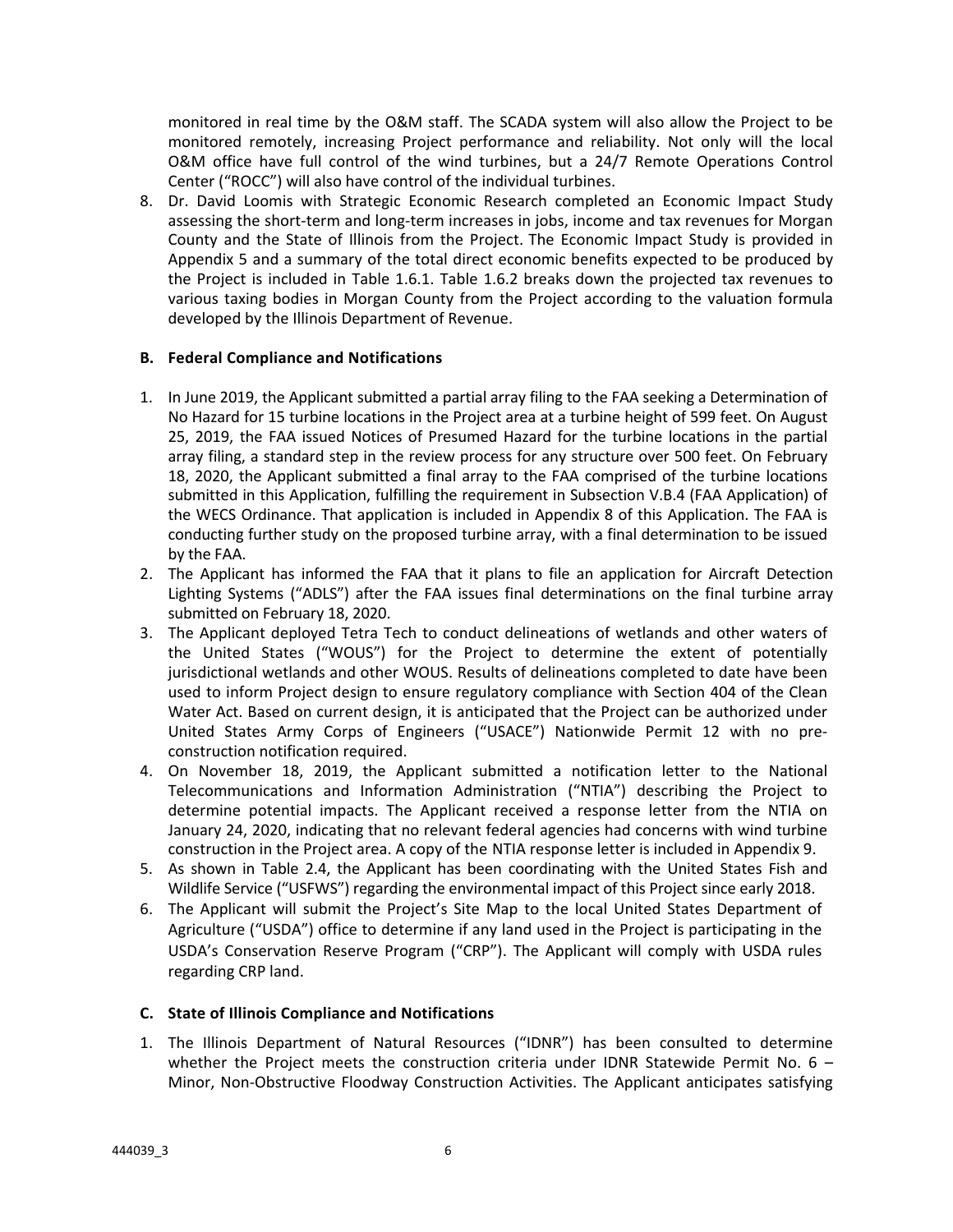monitored in real time by the O&M staff. The SCADA system will also allow the Project to be monitored remotely, increasing Project performance and reliability. Not only will the local O&M office have full control of the wind turbines, but a 24/7 Remote Operations Control Center ("ROCC") will also have control of the individual turbines.

8. Dr. David Loomis with Strategic Economic Research completed an Economic Impact Study assessing the short-term and long-term increases in jobs, income and tax revenues for Morgan County and the State of Illinois from the Project. The Economic Impact Study is provided in Appendix 5 and a summary of the total direct economic benefits expected to be produced by the Project is included in Table 1.6.1. Table 1.6.2 breaks down the projected tax revenues to various taxing bodies in Morgan County from the Project according to the valuation formula developed by the Illinois Department of Revenue.

### B. Federal Compliance and Notifications

1. In June 2019, the Applicant submitted a partial array filing to the FAA seeking a Determination of No Hazard for 15 turbine locations in the Project area at a turbine height of 599 feet. On August 25, 2019, the FAA issued Notices of Presumed Hazard for the turbine locations in the partial array filing, a standard step in the review process for any structure over 500 feet. On February 18, 2020, the Applicant submitted a final array to the FAA comprised of the turbine locations submitted in this Application, fulfilling the requirement in Subsection V.B.4 (FAA Application) of the WECS Ordinance. That application is included in Appendix 8 of this Application. The FAA is conducting further study on the proposed turbine array, with a final determination to be issued by the FAA.
2. The Applicant has informed the FAA that it plans to file an application for Aircraft Detection Lighting Systems ("ADLS") after the FAA issues final determinations on the final turbine array submitted on February 18, 2020.
3. The Applicant deployed Tetra Tech to conduct delineations of wetlands and other waters of the United States ("WOUS") for the Project to determine the extent of potentially jurisdictional wetlands and other WOUS. Results of delineations completed to date have been used to inform Project design to ensure regulatory compliance with Section 404 of the Clean Water Act. Based on current design, it is anticipated that the Project can be authorized under United States Army Corps of Engineers ("USACE") Nationwide Permit 12 with no pre-construction notification required.
4. On November 18, 2019, the Applicant submitted a notification letter to the National Telecommunications and Information Administration ("NTIA") describing the Project to determine potential impacts. The Applicant received a response letter from the NTIA on January 24, 2020, indicating that no relevant federal agencies had concerns with wind turbine construction in the Project area. A copy of the NTIA response letter is included in Appendix 9.
5. As shown in Table 2.4, the Applicant has been coordinating with the United States Fish and Wildlife Service ("USFWS") regarding the environmental impact of this Project since early 2018.
6. The Applicant will submit the Project's Site Map to the local United States Department of Agriculture ("USDA") office to determine if any land used in the Project is participating in the USDA's Conservation Reserve Program ("CRP"). The Applicant will comply with USDA rules regarding CRP land.

### C. State of Illinois Compliance and Notifications

1. The Illinois Department of Natural Resources ("IDNR") has been consulted to determine whether the Project meets the construction criteria under IDNR Statewide Permit No. 6 – Minor, Non-Obstructive Floodway Construction Activities. The Applicant anticipates satisfying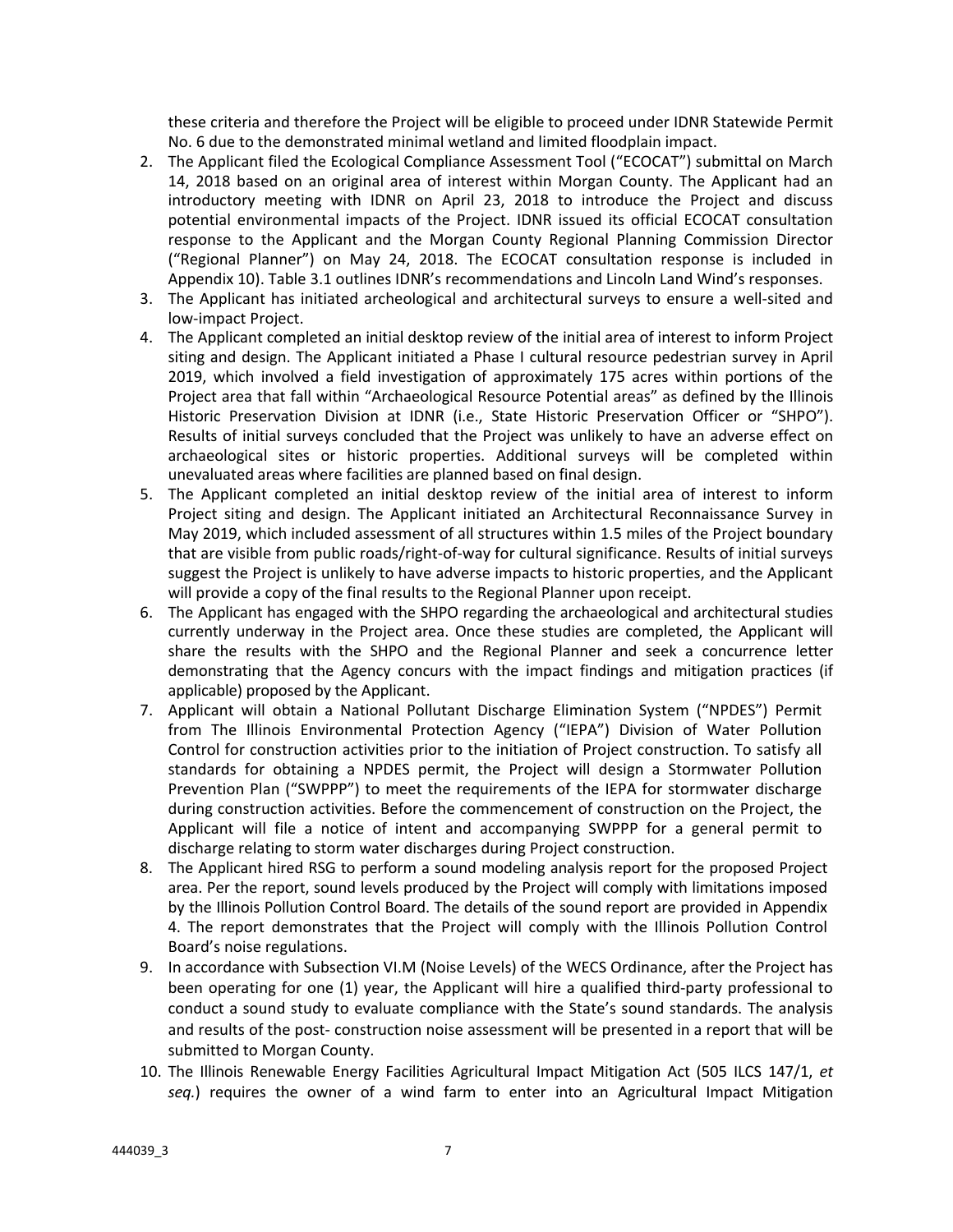these criteria and therefore the Project will be eligible to proceed under IDNR Statewide Permit No. 6 due to the demonstrated minimal wetland and limited floodplain impact.

2. The Applicant filed the Ecological Compliance Assessment Tool ("ECOCAT") submittal on March 14, 2018 based on an original area of interest within Morgan County. The Applicant had an introductory meeting with IDNR on April 23, 2018 to introduce the Project and discuss potential environmental impacts of the Project. IDNR issued its official ECOCAT consultation response to the Applicant and the Morgan County Regional Planning Commission Director ("Regional Planner") on May 24, 2018. The ECOCAT consultation response is included in Appendix 10). Table 3.1 outlines IDNR's recommendations and Lincoln Land Wind's responses.
3. The Applicant has initiated archeological and architectural surveys to ensure a well-sited and low-impact Project.
4. The Applicant completed an initial desktop review of the initial area of interest to inform Project siting and design. The Applicant initiated a Phase I cultural resource pedestrian survey in April 2019, which involved a field investigation of approximately 175 acres within portions of the Project area that fall within "Archaeological Resource Potential areas" as defined by the Illinois Historic Preservation Division at IDNR (i.e., State Historic Preservation Officer or "SHPO"). Results of initial surveys concluded that the Project was unlikely to have an adverse effect on archaeological sites or historic properties. Additional surveys will be completed within unevaluated areas where facilities are planned based on final design.
5. The Applicant completed an initial desktop review of the initial area of interest to inform Project siting and design. The Applicant initiated an Architectural Reconnaissance Survey in May 2019, which included assessment of all structures within 1.5 miles of the Project boundary that are visible from public roads/right-of-way for cultural significance. Results of initial surveys suggest the Project is unlikely to have adverse impacts to historic properties, and the Applicant will provide a copy of the final results to the Regional Planner upon receipt.
6. The Applicant has engaged with the SHPO regarding the archaeological and architectural studies currently underway in the Project area. Once these studies are completed, the Applicant will share the results with the SHPO and the Regional Planner and seek a concurrence letter demonstrating that the Agency concurs with the impact findings and mitigation practices (if applicable) proposed by the Applicant.
7. Applicant will obtain a National Pollutant Discharge Elimination System ("NPDES") Permit from The Illinois Environmental Protection Agency ("IEPA") Division of Water Pollution Control for construction activities prior to the initiation of Project construction. To satisfy all standards for obtaining a NPDES permit, the Project will design a Stormwater Pollution Prevention Plan ("SWPPP") to meet the requirements of the IEPA for stormwater discharge during construction activities. Before the commencement of construction on the Project, the Applicant will file a notice of intent and accompanying SWPPP for a general permit to discharge relating to storm water discharges during Project construction.
8. The Applicant hired RSG to perform a sound modeling analysis report for the proposed Project area. Per the report, sound levels produced by the Project will comply with limitations imposed by the Illinois Pollution Control Board. The details of the sound report are provided in Appendix 4. The report demonstrates that the Project will comply with the Illinois Pollution Control Board's noise regulations.
9. In accordance with Subsection VI.M (Noise Levels) of the WECS Ordinance, after the Project has been operating for one (1) year, the Applicant will hire a qualified third-party professional to conduct a sound study to evaluate compliance with the State's sound standards. The analysis and results of the post- construction noise assessment will be presented in a report that will be submitted to Morgan County.
10. The Illinois Renewable Energy Facilities Agricultural Impact Mitigation Act (505 ILCS 147/1, *et seq.*) requires the owner of a wind farm to enter into an Agricultural Impact Mitigation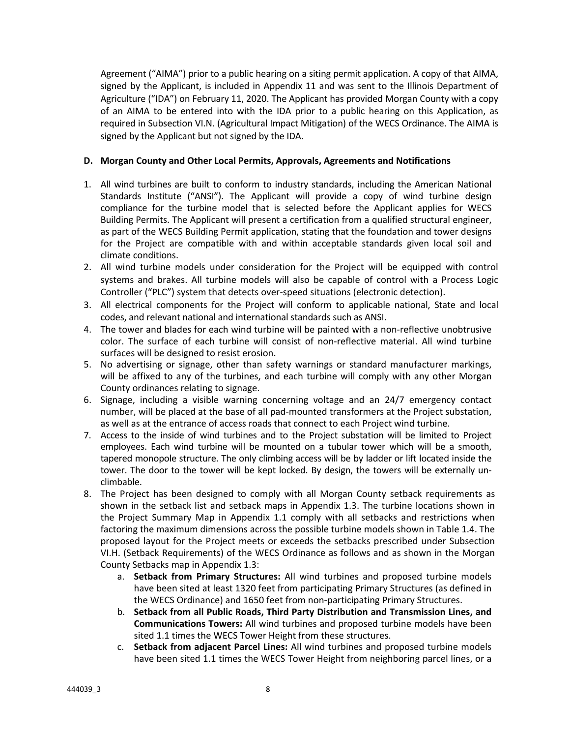Agreement ("AIMA") prior to a public hearing on a siting permit application. A copy of that AIMA, signed by the Applicant, is included in Appendix 11 and was sent to the Illinois Department of Agriculture ("IDA") on February 11, 2020. The Applicant has provided Morgan County with a copy of an AIMA to be entered into with the IDA prior to a public hearing on this Application, as required in Subsection VI.N. (Agricultural Impact Mitigation) of the WECS Ordinance. The AIMA is signed by the Applicant but not signed by the IDA.

**D. Morgan County and Other Local Permits, Approvals, Agreements and Notifications**

1. All wind turbines are built to conform to industry standards, including the American National Standards Institute ("ANSI"). The Applicant will provide a copy of wind turbine design compliance for the turbine model that is selected before the Applicant applies for WECS Building Permits. The Applicant will present a certification from a qualified structural engineer, as part of the WECS Building Permit application, stating that the foundation and tower designs for the Project are compatible with and within acceptable standards given local soil and climate conditions.
2. All wind turbine models under consideration for the Project will be equipped with control systems and brakes. All turbine models will also be capable of control with a Process Logic Controller ("PLC") system that detects over-speed situations (electronic detection).
3. All electrical components for the Project will conform to applicable national, State and local codes, and relevant national and international standards such as ANSI.
4. The tower and blades for each wind turbine will be painted with a non-reflective unobtrusive color. The surface of each turbine will consist of non-reflective material. All wind turbine surfaces will be designed to resist erosion.
5. No advertising or signage, other than safety warnings or standard manufacturer markings, will be affixed to any of the turbines, and each turbine will comply with any other Morgan County ordinances relating to signage.
6. Signage, including a visible warning concerning voltage and an 24/7 emergency contact number, will be placed at the base of all pad-mounted transformers at the Project substation, as well as at the entrance of access roads that connect to each Project wind turbine.
7. Access to the inside of wind turbines and to the Project substation will be limited to Project employees. Each wind turbine will be mounted on a tubular tower which will be a smooth, tapered monopole structure. The only climbing access will be by ladder or lift located inside the tower. The door to the tower will be kept locked. By design, the towers will be externally un-climbable.
8. The Project has been designed to comply with all Morgan County setback requirements as shown in the setback list and setback maps in Appendix 1.3. The turbine locations shown in the Project Summary Map in Appendix 1.1 comply with all setbacks and restrictions when factoring the maximum dimensions across the possible turbine models shown in Table 1.4. The proposed layout for the Project meets or exceeds the setbacks prescribed under Subsection VI.H. (Setback Requirements) of the WECS Ordinance as follows and as shown in the Morgan County Setbacks map in Appendix 1.3:
    a. **Setback from Primary Structures:** All wind turbines and proposed turbine models have been sited at least 1320 feet from participating Primary Structures (as defined in the WECS Ordinance) and 1650 feet from non-participating Primary Structures.
    b. **Setback from all Public Roads, Third Party Distribution and Transmission Lines, and Communications Towers:** All wind turbines and proposed turbine models have been sited 1.1 times the WECS Tower Height from these structures.
    c. **Setback from adjacent Parcel Lines:** All wind turbines and proposed turbine models have been sited 1.1 times the WECS Tower Height from neighboring parcel lines, or a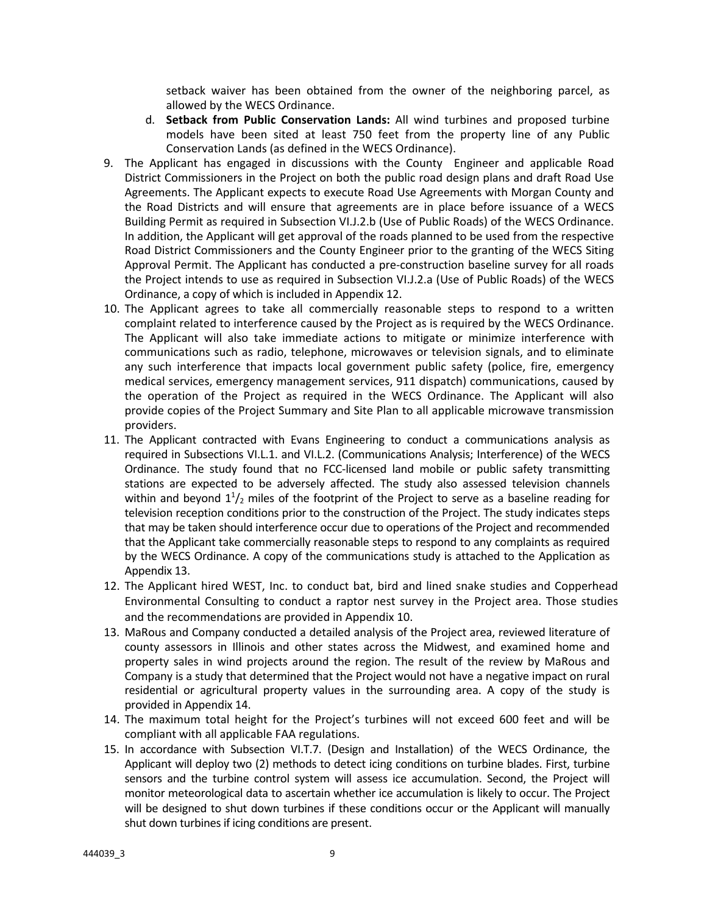setback waiver has been obtained from the owner of the neighboring parcel, as allowed by the WECS Ordinance.

d. **Setback from Public Conservation Lands:** All wind turbines and proposed turbine models have been sited at least 750 feet from the property line of any Public Conservation Lands (as defined in the WECS Ordinance).

9. The Applicant has engaged in discussions with the County Engineer and applicable Road District Commissioners in the Project on both the public road design plans and draft Road Use Agreements. The Applicant expects to execute Road Use Agreements with Morgan County and the Road Districts and will ensure that agreements are in place before issuance of a WECS Building Permit as required in Subsection VI.J.2.b (Use of Public Roads) of the WECS Ordinance. In addition, the Applicant will get approval of the roads planned to be used from the respective Road District Commissioners and the County Engineer prior to the granting of the WECS Siting Approval Permit. The Applicant has conducted a pre-construction baseline survey for all roads the Project intends to use as required in Subsection VI.J.2.a (Use of Public Roads) of the WECS Ordinance, a copy of which is included in Appendix 12.
10. The Applicant agrees to take all commercially reasonable steps to respond to a written complaint related to interference caused by the Project as is required by the WECS Ordinance. The Applicant will also take immediate actions to mitigate or minimize interference with communications such as radio, telephone, microwaves or television signals, and to eliminate any such interference that impacts local government public safety (police, fire, emergency medical services, emergency management services, 911 dispatch) communications, caused by the operation of the Project as required in the WECS Ordinance. The Applicant will also provide copies of the Project Summary and Site Plan to all applicable microwave transmission providers.
11. The Applicant contracted with Evans Engineering to conduct a communications analysis as required in Subsections VI.L.1. and VI.L.2. (Communications Analysis; Interference) of the WECS Ordinance. The study found that no FCC-licensed land mobile or public safety transmitting stations are expected to be adversely affected. The study also assessed television channels within and beyond $1^1/_2$ miles of the footprint of the Project to serve as a baseline reading for television reception conditions prior to the construction of the Project. The study indicates steps that may be taken should interference occur due to operations of the Project and recommended that the Applicant take commercially reasonable steps to respond to any complaints as required by the WECS Ordinance. A copy of the communications study is attached to the Application as Appendix 13.
12. The Applicant hired WEST, Inc. to conduct bat, bird and lined snake studies and Copperhead Environmental Consulting to conduct a raptor nest survey in the Project area. Those studies and the recommendations are provided in Appendix 10.
13. MaRous and Company conducted a detailed analysis of the Project area, reviewed literature of county assessors in Illinois and other states across the Midwest, and examined home and property sales in wind projects around the region. The result of the review by MaRous and Company is a study that determined that the Project would not have a negative impact on rural residential or agricultural property values in the surrounding area. A copy of the study is provided in Appendix 14.
14. The maximum total height for the Project's turbines will not exceed 600 feet and will be compliant with all applicable FAA regulations.
15. In accordance with Subsection VI.T.7. (Design and Installation) of the WECS Ordinance, the Applicant will deploy two (2) methods to detect icing conditions on turbine blades. First, turbine sensors and the turbine control system will assess ice accumulation. Second, the Project will monitor meteorological data to ascertain whether ice accumulation is likely to occur. The Project will be designed to shut down turbines if these conditions occur or the Applicant will manually shut down turbines if icing conditions are present.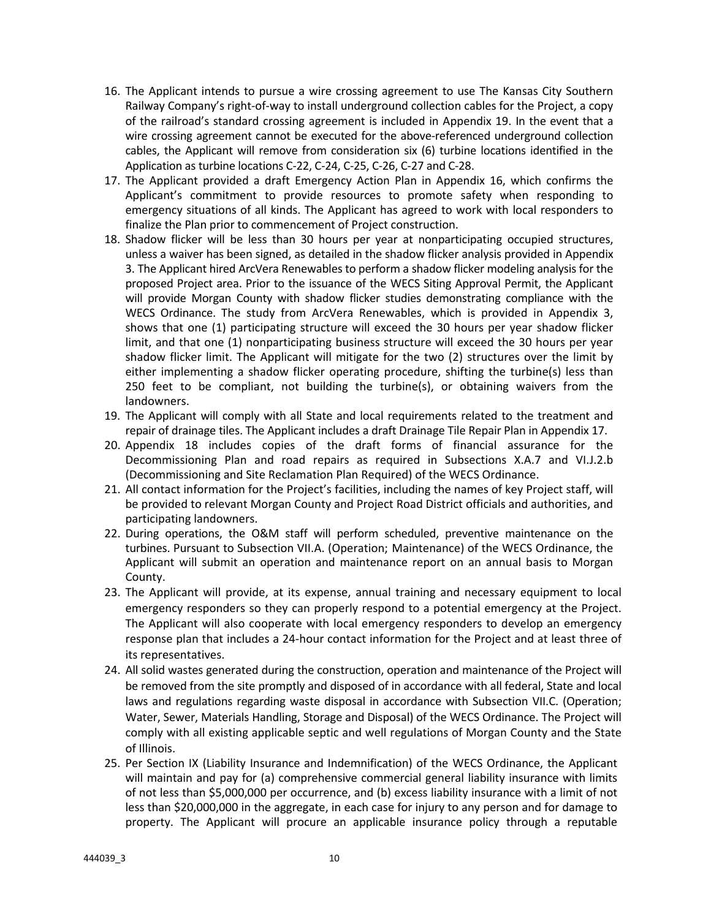16. The Applicant intends to pursue a wire crossing agreement to use The Kansas City Southern Railway Company's right-of-way to install underground collection cables for the Project, a copy of the railroad's standard crossing agreement is included in Appendix 19. In the event that a wire crossing agreement cannot be executed for the above-referenced underground collection cables, the Applicant will remove from consideration six (6) turbine locations identified in the Application as turbine locations C-22, C-24, C-25, C-26, C-27 and C-28.
17. The Applicant provided a draft Emergency Action Plan in Appendix 16, which confirms the Applicant's commitment to provide resources to promote safety when responding to emergency situations of all kinds. The Applicant has agreed to work with local responders to finalize the Plan prior to commencement of Project construction.
18. Shadow flicker will be less than 30 hours per year at nonparticipating occupied structures, unless a waiver has been signed, as detailed in the shadow flicker analysis provided in Appendix 3. The Applicant hired ArcVera Renewables to perform a shadow flicker modeling analysis for the proposed Project area. Prior to the issuance of the WECS Siting Approval Permit, the Applicant will provide Morgan County with shadow flicker studies demonstrating compliance with the WECS Ordinance. The study from ArcVera Renewables, which is provided in Appendix 3, shows that one (1) participating structure will exceed the 30 hours per year shadow flicker limit, and that one (1) nonparticipating business structure will exceed the 30 hours per year shadow flicker limit. The Applicant will mitigate for the two (2) structures over the limit by either implementing a shadow flicker operating procedure, shifting the turbine(s) less than 250 feet to be compliant, not building the turbine(s), or obtaining waivers from the landowners.
19. The Applicant will comply with all State and local requirements related to the treatment and repair of drainage tiles. The Applicant includes a draft Drainage Tile Repair Plan in Appendix 17.
20. Appendix 18 includes copies of the draft forms of financial assurance for the Decommissioning Plan and road repairs as required in Subsections X.A.7 and VI.J.2.b (Decommissioning and Site Reclamation Plan Required) of the WECS Ordinance.
21. All contact information for the Project's facilities, including the names of key Project staff, will be provided to relevant Morgan County and Project Road District officials and authorities, and participating landowners.
22. During operations, the O&M staff will perform scheduled, preventive maintenance on the turbines. Pursuant to Subsection VII.A. (Operation; Maintenance) of the WECS Ordinance, the Applicant will submit an operation and maintenance report on an annual basis to Morgan County.
23. The Applicant will provide, at its expense, annual training and necessary equipment to local emergency responders so they can properly respond to a potential emergency at the Project. The Applicant will also cooperate with local emergency responders to develop an emergency response plan that includes a 24-hour contact information for the Project and at least three of its representatives.
24. All solid wastes generated during the construction, operation and maintenance of the Project will be removed from the site promptly and disposed of in accordance with all federal, State and local laws and regulations regarding waste disposal in accordance with Subsection VII.C. (Operation; Water, Sewer, Materials Handling, Storage and Disposal) of the WECS Ordinance. The Project will comply with all existing applicable septic and well regulations of Morgan County and the State of Illinois.
25. Per Section IX (Liability Insurance and Indemnification) of the WECS Ordinance, the Applicant will maintain and pay for (a) comprehensive commercial general liability insurance with limits of not less than $5,000,000 per occurrence, and (b) excess liability insurance with a limit of not less than $20,000,000 in the aggregate, in each case for injury to any person and for damage to property. The Applicant will procure an applicable insurance policy through a reputable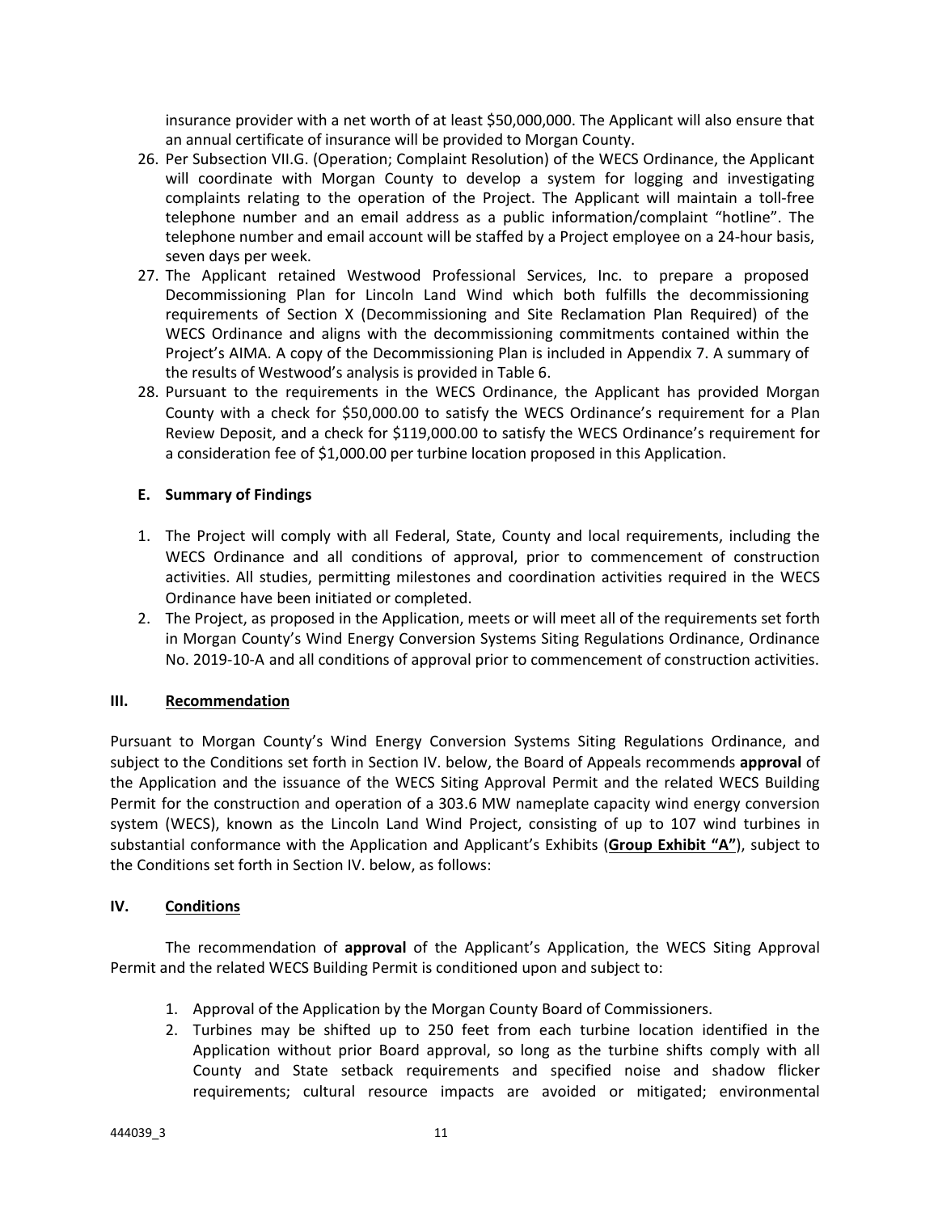insurance provider with a net worth of at least $50,000,000. The Applicant will also ensure that an annual certificate of insurance will be provided to Morgan County.

26. Per Subsection VII.G. (Operation; Complaint Resolution) of the WECS Ordinance, the Applicant will coordinate with Morgan County to develop a system for logging and investigating complaints relating to the operation of the Project. The Applicant will maintain a toll-free telephone number and an email address as a public information/complaint "hotline". The telephone number and email account will be staffed by a Project employee on a 24-hour basis, seven days per week.
27. The Applicant retained Westwood Professional Services, Inc. to prepare a proposed Decommissioning Plan for Lincoln Land Wind which both fulfills the decommissioning requirements of Section X (Decommissioning and Site Reclamation Plan Required) of the WECS Ordinance and aligns with the decommissioning commitments contained within the Project's AIMA. A copy of the Decommissioning Plan is included in Appendix 7. A summary of the results of Westwood's analysis is provided in Table 6.
28. Pursuant to the requirements in the WECS Ordinance, the Applicant has provided Morgan County with a check for $50,000.00 to satisfy the WECS Ordinance's requirement for a Plan Review Deposit, and a check for $119,000.00 to satisfy the WECS Ordinance's requirement for a consideration fee of $1,000.00 per turbine location proposed in this Application.

### E. Summary of Findings

1. The Project will comply with all Federal, State, County and local requirements, including the WECS Ordinance and all conditions of approval, prior to commencement of construction activities. All studies, permitting milestones and coordination activities required in the WECS Ordinance have been initiated or completed.
2. The Project, as proposed in the Application, meets or will meet all of the requirements set forth in Morgan County's Wind Energy Conversion Systems Siting Regulations Ordinance, Ordinance No. 2019-10-A and all conditions of approval prior to commencement of construction activities.

## III. Recommendation

Pursuant to Morgan County's Wind Energy Conversion Systems Siting Regulations Ordinance, and subject to the Conditions set forth in Section IV. below, the Board of Appeals recommends **approval** of the Application and the issuance of the WECS Siting Approval Permit and the related WECS Building Permit for the construction and operation of a 303.6 MW nameplate capacity wind energy conversion system (WECS), known as the Lincoln Land Wind Project, consisting of up to 107 wind turbines in substantial conformance with the Application and Applicant's Exhibits (**Group Exhibit "A"**), subject to the Conditions set forth in Section IV. below, as follows:

## IV. Conditions

The recommendation of **approval** of the Applicant's Application, the WECS Siting Approval Permit and the related WECS Building Permit is conditioned upon and subject to:

1. Approval of the Application by the Morgan County Board of Commissioners.
2. Turbines may be shifted up to 250 feet from each turbine location identified in the Application without prior Board approval, so long as the turbine shifts comply with all County and State setback requirements and specified noise and shadow flicker requirements; cultural resource impacts are avoided or mitigated; environmental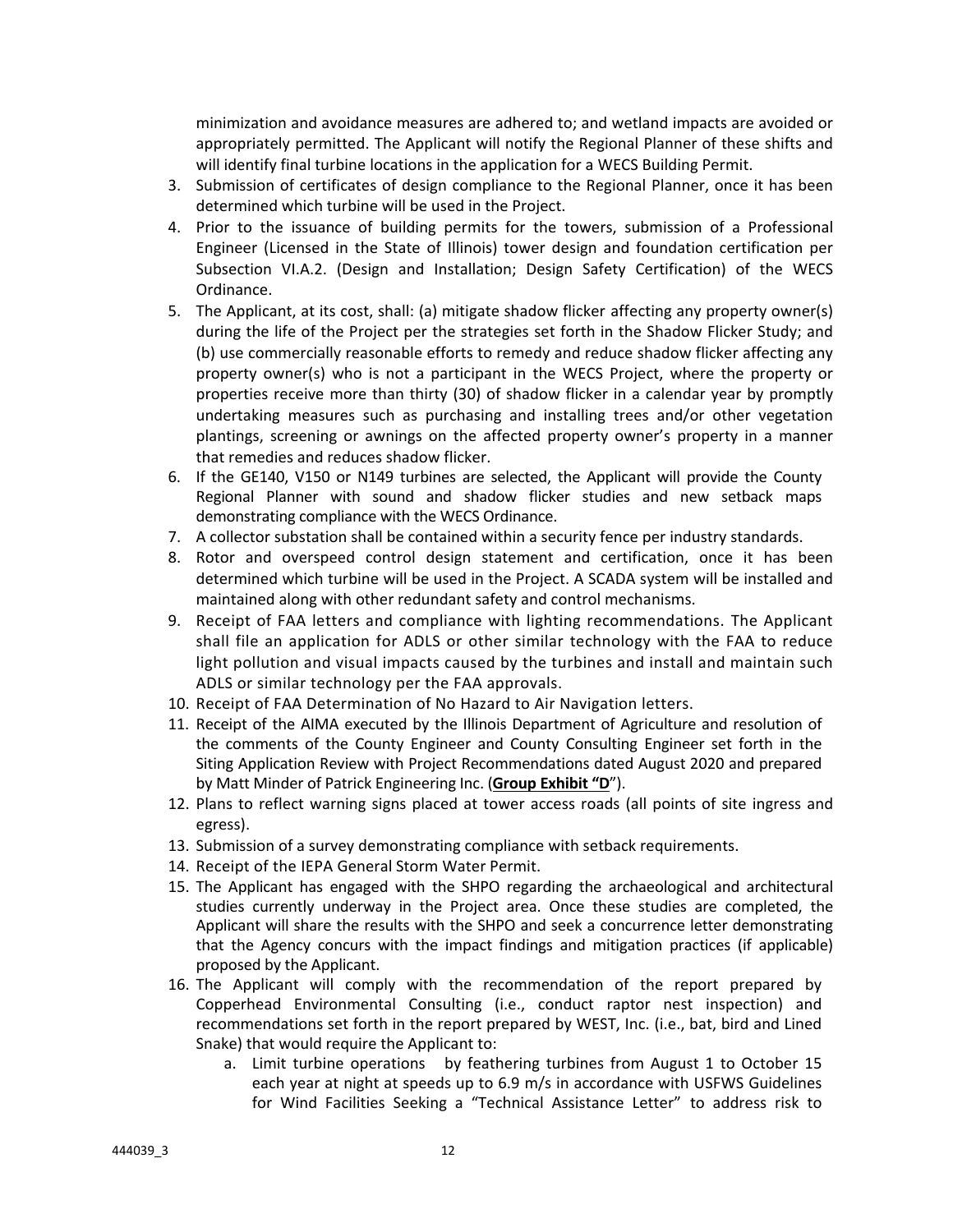minimization and avoidance measures are adhered to; and wetland impacts are avoided or appropriately permitted. The Applicant will notify the Regional Planner of these shifts and will identify final turbine locations in the application for a WECS Building Permit.

3. Submission of certificates of design compliance to the Regional Planner, once it has been determined which turbine will be used in the Project.
4. Prior to the issuance of building permits for the towers, submission of a Professional Engineer (Licensed in the State of Illinois) tower design and foundation certification per Subsection VI.A.2. (Design and Installation; Design Safety Certification) of the WECS Ordinance.
5. The Applicant, at its cost, shall: (a) mitigate shadow flicker affecting any property owner(s) during the life of the Project per the strategies set forth in the Shadow Flicker Study; and (b) use commercially reasonable efforts to remedy and reduce shadow flicker affecting any property owner(s) who is not a participant in the WECS Project, where the property or properties receive more than thirty (30) of shadow flicker in a calendar year by promptly undertaking measures such as purchasing and installing trees and/or other vegetation plantings, screening or awnings on the affected property owner's property in a manner that remedies and reduces shadow flicker.
6. If the GE140, V150 or N149 turbines are selected, the Applicant will provide the County Regional Planner with sound and shadow flicker studies and new setback maps demonstrating compliance with the WECS Ordinance.
7. A collector substation shall be contained within a security fence per industry standards.
8. Rotor and overspeed control design statement and certification, once it has been determined which turbine will be used in the Project. A SCADA system will be installed and maintained along with other redundant safety and control mechanisms.
9. Receipt of FAA letters and compliance with lighting recommendations. The Applicant shall file an application for ADLS or other similar technology with the FAA to reduce light pollution and visual impacts caused by the turbines and install and maintain such ADLS or similar technology per the FAA approvals.
10. Receipt of FAA Determination of No Hazard to Air Navigation letters.
11. Receipt of the AIMA executed by the Illinois Department of Agriculture and resolution of the comments of the County Engineer and County Consulting Engineer set forth in the Siting Application Review with Project Recommendations dated August 2020 and prepared by Matt Minder of Patrick Engineering Inc. (**Group Exhibit "D"**).
12. Plans to reflect warning signs placed at tower access roads (all points of site ingress and egress).
13. Submission of a survey demonstrating compliance with setback requirements.
14. Receipt of the IEPA General Storm Water Permit.
15. The Applicant has engaged with the SHPO regarding the archaeological and architectural studies currently underway in the Project area. Once these studies are completed, the Applicant will share the results with the SHPO and seek a concurrence letter demonstrating that the Agency concurs with the impact findings and mitigation practices (if applicable) proposed by the Applicant.
16. The Applicant will comply with the recommendation of the report prepared by Copperhead Environmental Consulting (i.e., conduct raptor nest inspection) and recommendations set forth in the report prepared by WEST, Inc. (i.e., bat, bird and Lined Snake) that would require the Applicant to:
    a. Limit turbine operations by feathering turbines from August 1 to October 15 each year at night at speeds up to 6.9 m/s in accordance with USFWS Guidelines for Wind Facilities Seeking a "Technical Assistance Letter" to address risk to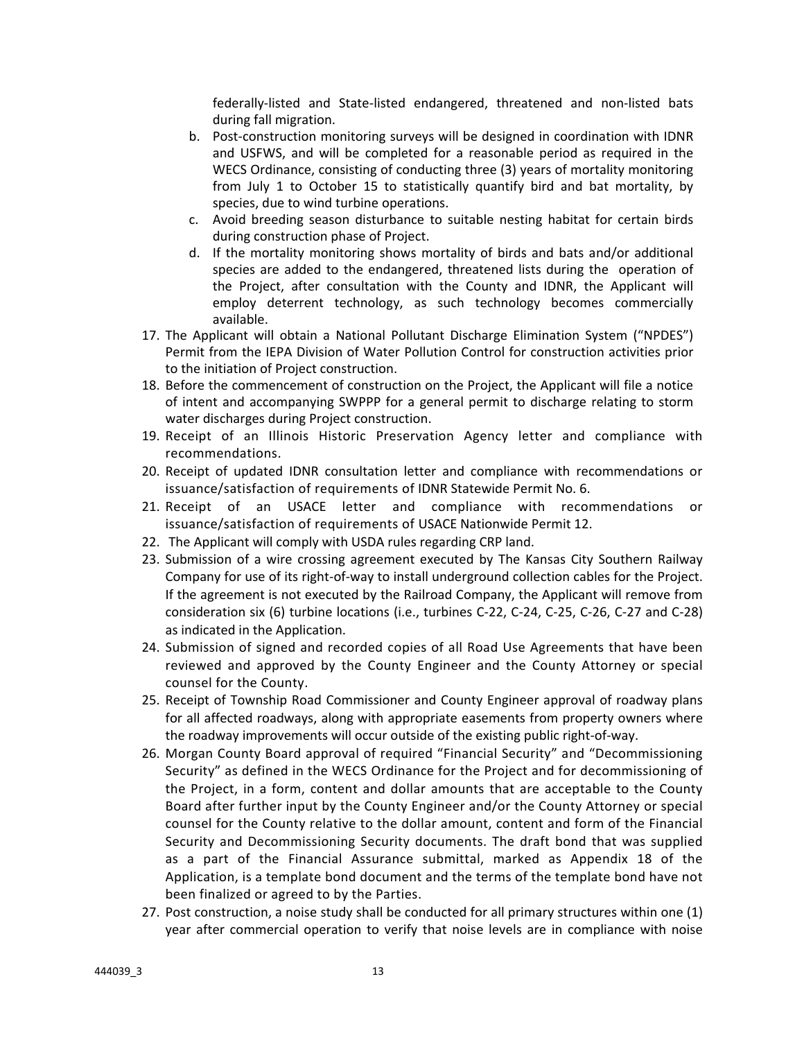federally-listed and State-listed endangered, threatened and non-listed bats during fall migration.

   b. Post-construction monitoring surveys will be designed in coordination with IDNR and USFWS, and will be completed for a reasonable period as required in the WECS Ordinance, consisting of conducting three (3) years of mortality monitoring from July 1 to October 15 to statistically quantify bird and bat mortality, by species, due to wind turbine operations.
   c. Avoid breeding season disturbance to suitable nesting habitat for certain birds during construction phase of Project.
   d. If the mortality monitoring shows mortality of birds and bats and/or additional species are added to the endangered, threatened lists during the operation of the Project, after consultation with the County and IDNR, the Applicant will employ deterrent technology, as such technology becomes commercially available.

17. The Applicant will obtain a National Pollutant Discharge Elimination System ("NPDES") Permit from the IEPA Division of Water Pollution Control for construction activities prior to the initiation of Project construction.
18. Before the commencement of construction on the Project, the Applicant will file a notice of intent and accompanying SWPPP for a general permit to discharge relating to storm water discharges during Project construction.
19. Receipt of an Illinois Historic Preservation Agency letter and compliance with recommendations.
20. Receipt of updated IDNR consultation letter and compliance with recommendations or issuance/satisfaction of requirements of IDNR Statewide Permit No. 6.
21. Receipt of an USACE letter and compliance with recommendations or issuance/satisfaction of requirements of USACE Nationwide Permit 12.
22. The Applicant will comply with USDA rules regarding CRP land.
23. Submission of a wire crossing agreement executed by The Kansas City Southern Railway Company for use of its right-of-way to install underground collection cables for the Project. If the agreement is not executed by the Railroad Company, the Applicant will remove from consideration six (6) turbine locations (i.e., turbines C-22, C-24, C-25, C-26, C-27 and C-28) as indicated in the Application.
24. Submission of signed and recorded copies of all Road Use Agreements that have been reviewed and approved by the County Engineer and the County Attorney or special counsel for the County.
25. Receipt of Township Road Commissioner and County Engineer approval of roadway plans for all affected roadways, along with appropriate easements from property owners where the roadway improvements will occur outside of the existing public right-of-way.
26. Morgan County Board approval of required "Financial Security" and "Decommissioning Security" as defined in the WECS Ordinance for the Project and for decommissioning of the Project, in a form, content and dollar amounts that are acceptable to the County Board after further input by the County Engineer and/or the County Attorney or special counsel for the County relative to the dollar amount, content and form of the Financial Security and Decommissioning Security documents. The draft bond that was supplied as a part of the Financial Assurance submittal, marked as Appendix 18 of the Application, is a template bond document and the terms of the template bond have not been finalized or agreed to by the Parties.
27. Post construction, a noise study shall be conducted for all primary structures within one (1) year after commercial operation to verify that noise levels are in compliance with noise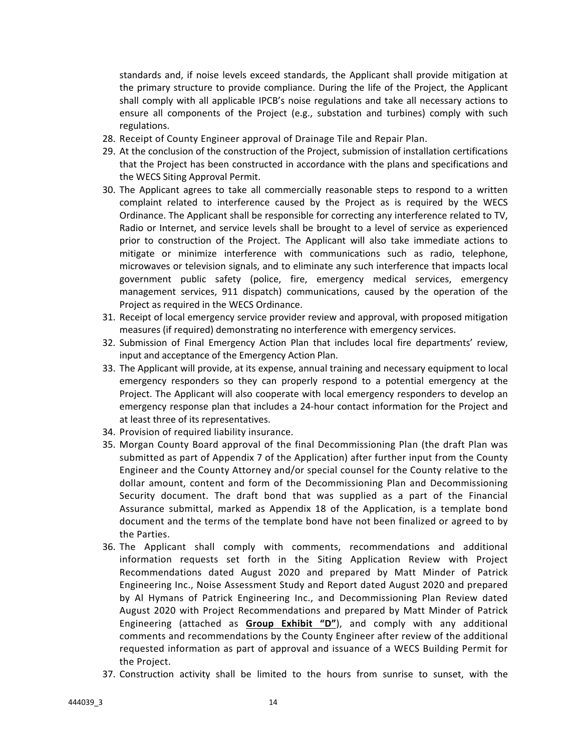standards and, if noise levels exceed standards, the Applicant shall provide mitigation at the primary structure to provide compliance. During the life of the Project, the Applicant shall comply with all applicable IPCB's noise regulations and take all necessary actions to ensure all components of the Project (e.g., substation and turbines) comply with such regulations.

28. Receipt of County Engineer approval of Drainage Tile and Repair Plan.
29. At the conclusion of the construction of the Project, submission of installation certifications that the Project has been constructed in accordance with the plans and specifications and the WECS Siting Approval Permit.
30. The Applicant agrees to take all commercially reasonable steps to respond to a written complaint related to interference caused by the Project as is required by the WECS Ordinance. The Applicant shall be responsible for correcting any interference related to TV, Radio or Internet, and service levels shall be brought to a level of service as experienced prior to construction of the Project. The Applicant will also take immediate actions to mitigate or minimize interference with communications such as radio, telephone, microwaves or television signals, and to eliminate any such interference that impacts local government public safety (police, fire, emergency medical services, emergency management services, 911 dispatch) communications, caused by the operation of the Project as required in the WECS Ordinance.
31. Receipt of local emergency service provider review and approval, with proposed mitigation measures (if required) demonstrating no interference with emergency services.
32. Submission of Final Emergency Action Plan that includes local fire departments' review, input and acceptance of the Emergency Action Plan.
33. The Applicant will provide, at its expense, annual training and necessary equipment to local emergency responders so they can properly respond to a potential emergency at the Project. The Applicant will also cooperate with local emergency responders to develop an emergency response plan that includes a 24-hour contact information for the Project and at least three of its representatives.
34. Provision of required liability insurance.
35. Morgan County Board approval of the final Decommissioning Plan (the draft Plan was submitted as part of Appendix 7 of the Application) after further input from the County Engineer and the County Attorney and/or special counsel for the County relative to the dollar amount, content and form of the Decommissioning Plan and Decommissioning Security document. The draft bond that was supplied as a part of the Financial Assurance submittal, marked as Appendix 18 of the Application, is a template bond document and the terms of the template bond have not been finalized or agreed to by the Parties.
36. The Applicant shall comply with comments, recommendations and additional information requests set forth in the Siting Application Review with Project Recommendations dated August 2020 and prepared by Matt Minder of Patrick Engineering Inc., Noise Assessment Study and Report dated August 2020 and prepared by Al Hymans of Patrick Engineering Inc., and Decommissioning Plan Review dated August 2020 with Project Recommendations and prepared by Matt Minder of Patrick Engineering (attached as **Group Exhibit "D"**), and comply with any additional comments and recommendations by the County Engineer after review of the additional requested information as part of approval and issuance of a WECS Building Permit for the Project.
37. Construction activity shall be limited to the hours from sunrise to sunset, with the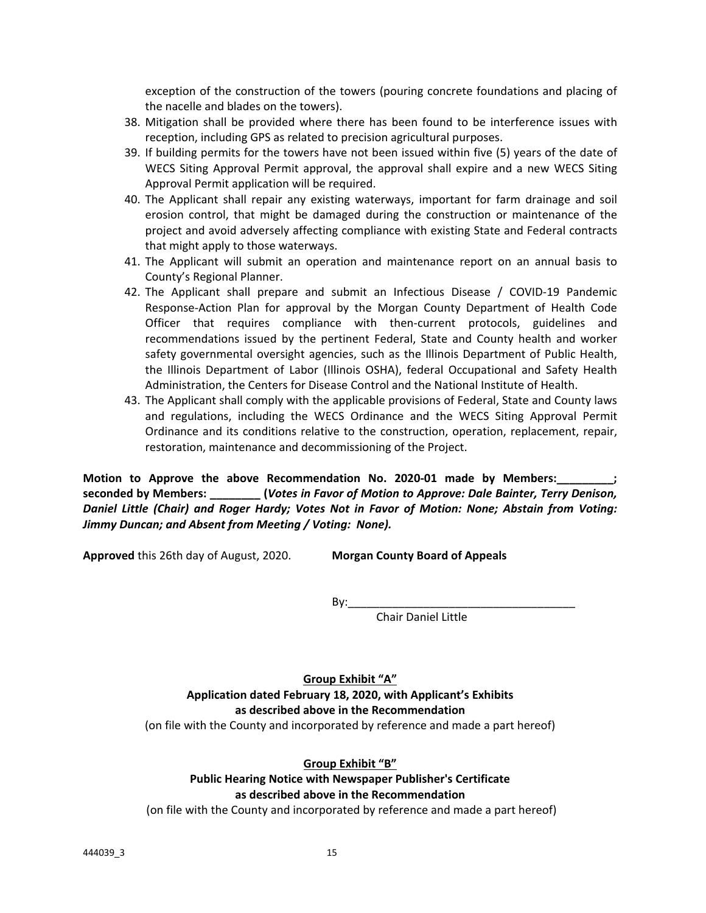exception of the construction of the towers (pouring concrete foundations and placing of the nacelle and blades on the towers).

38. Mitigation shall be provided where there has been found to be interference issues with reception, including GPS as related to precision agricultural purposes.
39. If building permits for the towers have not been issued within five (5) years of the date of WECS Siting Approval Permit approval, the approval shall expire and a new WECS Siting Approval Permit application will be required.
40. The Applicant shall repair any existing waterways, important for farm drainage and soil erosion control, that might be damaged during the construction or maintenance of the project and avoid adversely affecting compliance with existing State and Federal contracts that might apply to those waterways.
41. The Applicant will submit an operation and maintenance report on an annual basis to County's Regional Planner.
42. The Applicant shall prepare and submit an Infectious Disease / COVID-19 Pandemic Response-Action Plan for approval by the Morgan County Department of Health Code Officer that requires compliance with then-current protocols, guidelines and recommendations issued by the pertinent Federal, State and County health and worker safety governmental oversight agencies, such as the Illinois Department of Public Health, the Illinois Department of Labor (Illinois OSHA), federal Occupational and Safety Health Administration, the Centers for Disease Control and the National Institute of Health.
43. The Applicant shall comply with the applicable provisions of Federal, State and County laws and regulations, including the WECS Ordinance and the WECS Siting Approval Permit Ordinance and its conditions relative to the construction, operation, replacement, repair, restoration, maintenance and decommissioning of the Project.

**Motion to Approve the above Recommendation No. 2020-01 made by Members:_________; seconded by Members: ________ (*Votes in Favor of Motion to Approve: Dale Bainter, Terry Denison, Daniel Little (Chair) and Roger Hardy; Votes Not in Favor of Motion: None; Abstain from Voting: Jimmy Duncan; and Absent from Meeting / Voting: None).***

**Approved** this 26th day of August, 2020. **Morgan County Board of Appeals**

By:_____________________________________
Chair Daniel Little

**<u>Group Exhibit "A"</u>**
**Application dated February 18, 2020, with Applicant's Exhibits as described above in the Recommendation**
(on file with the County and incorporated by reference and made a part hereof)

**<u>Group Exhibit "B"</u>**
**Public Hearing Notice with Newspaper Publisher's Certificate as described above in the Recommendation**
(on file with the County and incorporated by reference and made a part hereof)

444039_3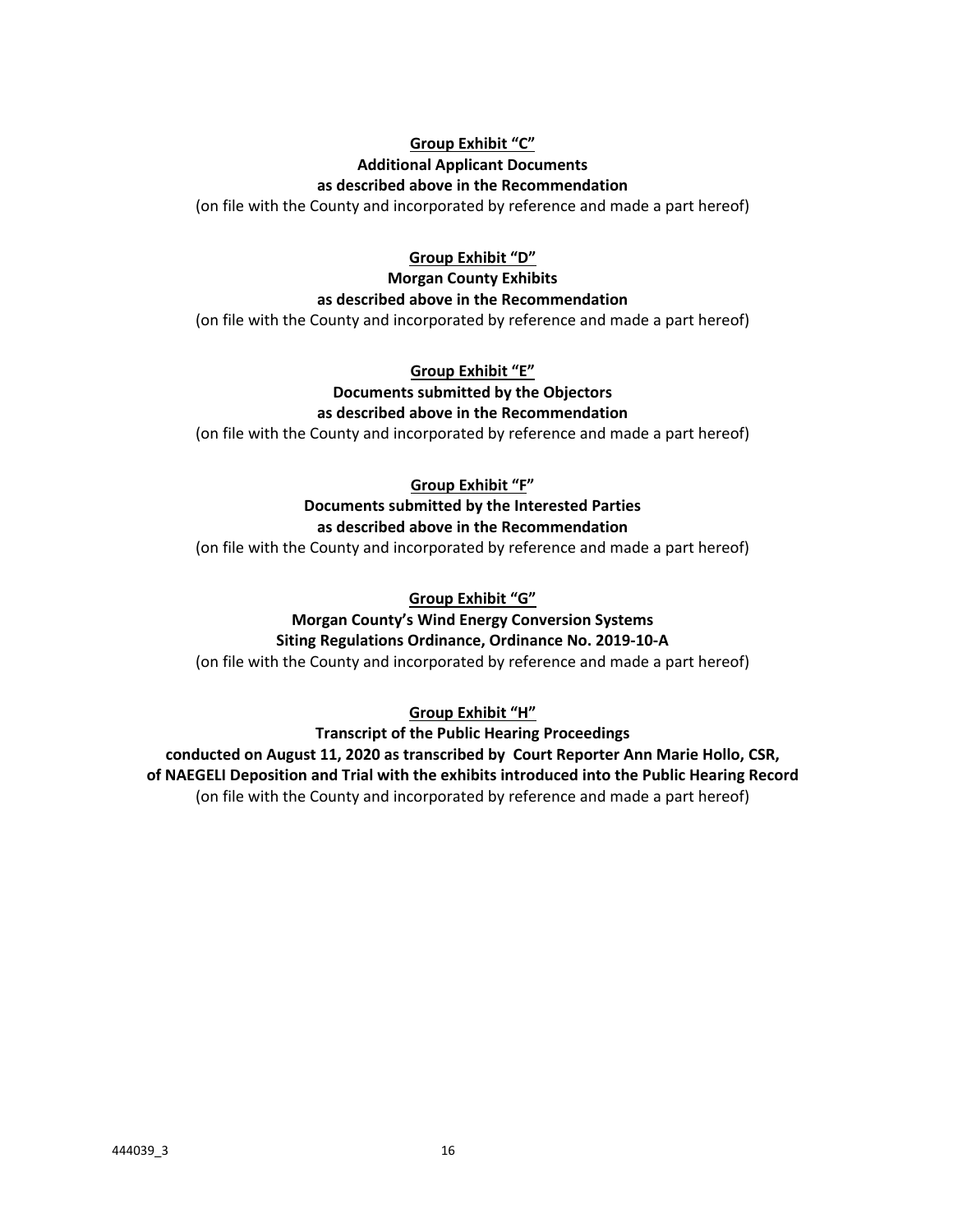**<u>Group Exhibit "C"</u>**
**Additional Applicant Documents**
**as described above in the Recommendation**
(on file with the County and incorporated by reference and made a part hereof)

**<u>Group Exhibit "D"</u>**
**Morgan County Exhibits**
**as described above in the Recommendation**
(on file with the County and incorporated by reference and made a part hereof)

**<u>Group Exhibit "E"</u>**
**Documents submitted by the Objectors**
**as described above in the Recommendation**
(on file with the County and incorporated by reference and made a part hereof)

**<u>Group Exhibit "F"</u>**
**Documents submitted by the Interested Parties**
**as described above in the Recommendation**
(on file with the County and incorporated by reference and made a part hereof)

**<u>Group Exhibit "G"</u>**
**Morgan County's Wind Energy Conversion Systems**
**Siting Regulations Ordinance, Ordinance No. 2019-10-A**
(on file with the County and incorporated by reference and made a part hereof)

**<u>Group Exhibit "H"</u>**
**Transcript of the Public Hearing Proceedings**
**conducted on August 11, 2020 as transcribed by Court Reporter Ann Marie Hollo, CSR,**
**of NAEGELI Deposition and Trial with the exhibits introduced into the Public Hearing Record**
(on file with the County and incorporated by reference and made a part hereof)

444039_3